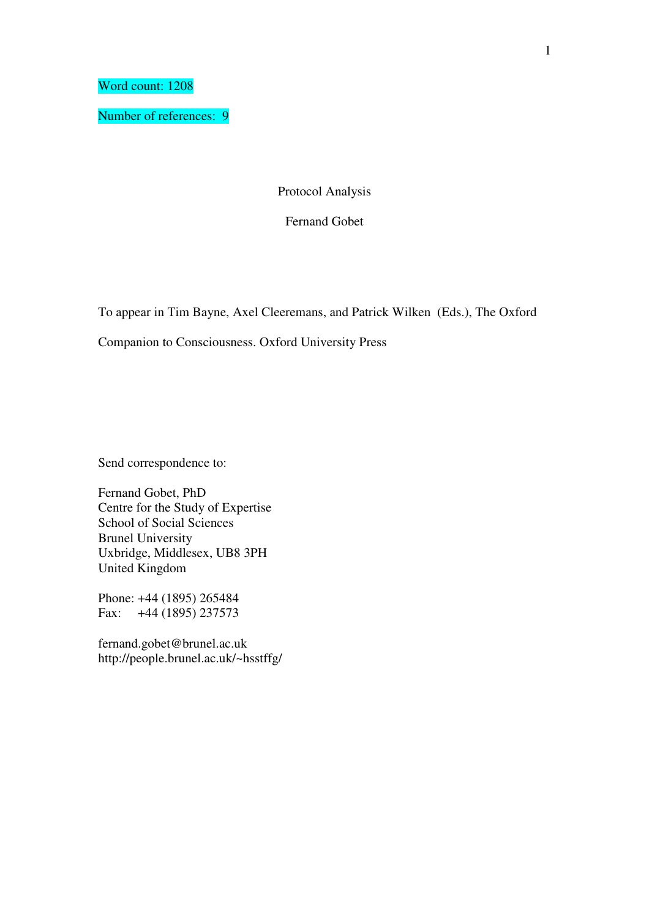Word count: 1208

Number of references: 9

# Protocol Analysis

Fernand Gobet

To appear in Tim Bayne, Axel Cleeremans, and Patrick Wilken (Eds.), The Oxford Companion to Consciousness. Oxford University Press

Send correspondence to:

Fernand Gobet, PhD
Centre for the Study of Expertise
School of Social Sciences
Brunel University
Uxbridge, Middlesex, UB8 3PH
United Kingdom

Phone: +44 (1895) 265484
Fax: +44 (1895) 237573

fernand.gobet@brunel.ac.uk
http://people.brunel.ac.uk/~hsstffg/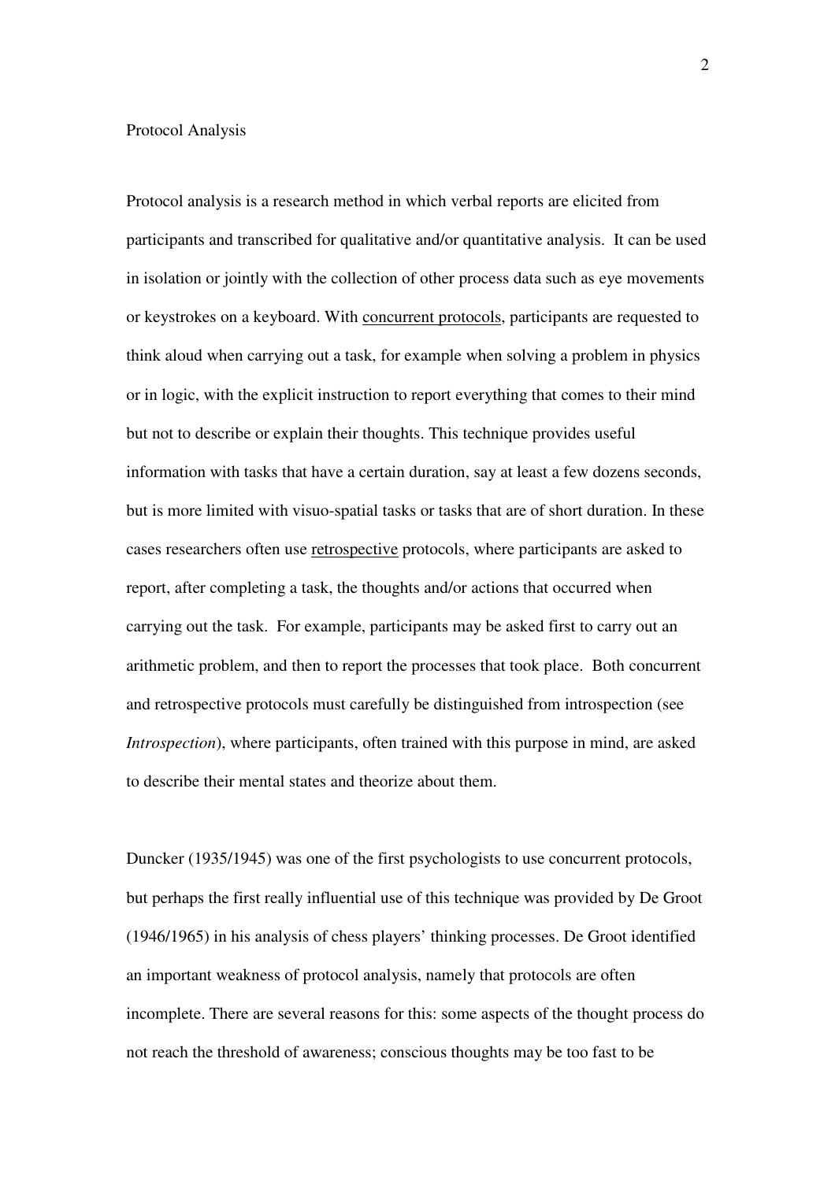# Protocol Analysis

Protocol analysis is a research method in which verbal reports are elicited from participants and transcribed for qualitative and/or quantitative analysis. It can be used in isolation or jointly with the collection of other process data such as eye movements or keystrokes on a keyboard. With <u>concurrent protocols</u>, participants are requested to think aloud when carrying out a task, for example when solving a problem in physics or in logic, with the explicit instruction to report everything that comes to their mind but not to describe or explain their thoughts. This technique provides useful information with tasks that have a certain duration, say at least a few dozens seconds, but is more limited with visuo-spatial tasks or tasks that are of short duration. In these cases researchers often use <u>retrospective</u> protocols, where participants are asked to report, after completing a task, the thoughts and/or actions that occurred when carrying out the task. For example, participants may be asked first to carry out an arithmetic problem, and then to report the processes that took place. Both concurrent and retrospective protocols must carefully be distinguished from introspection (see *Introspection*), where participants, often trained with this purpose in mind, are asked to describe their mental states and theorize about them.

Duncker (1935/1945) was one of the first psychologists to use concurrent protocols, but perhaps the first really influential use of this technique was provided by De Groot (1946/1965) in his analysis of chess players' thinking processes. De Groot identified an important weakness of protocol analysis, namely that protocols are often incomplete. There are several reasons for this: some aspects of the thought process do not reach the threshold of awareness; conscious thoughts may be too fast to be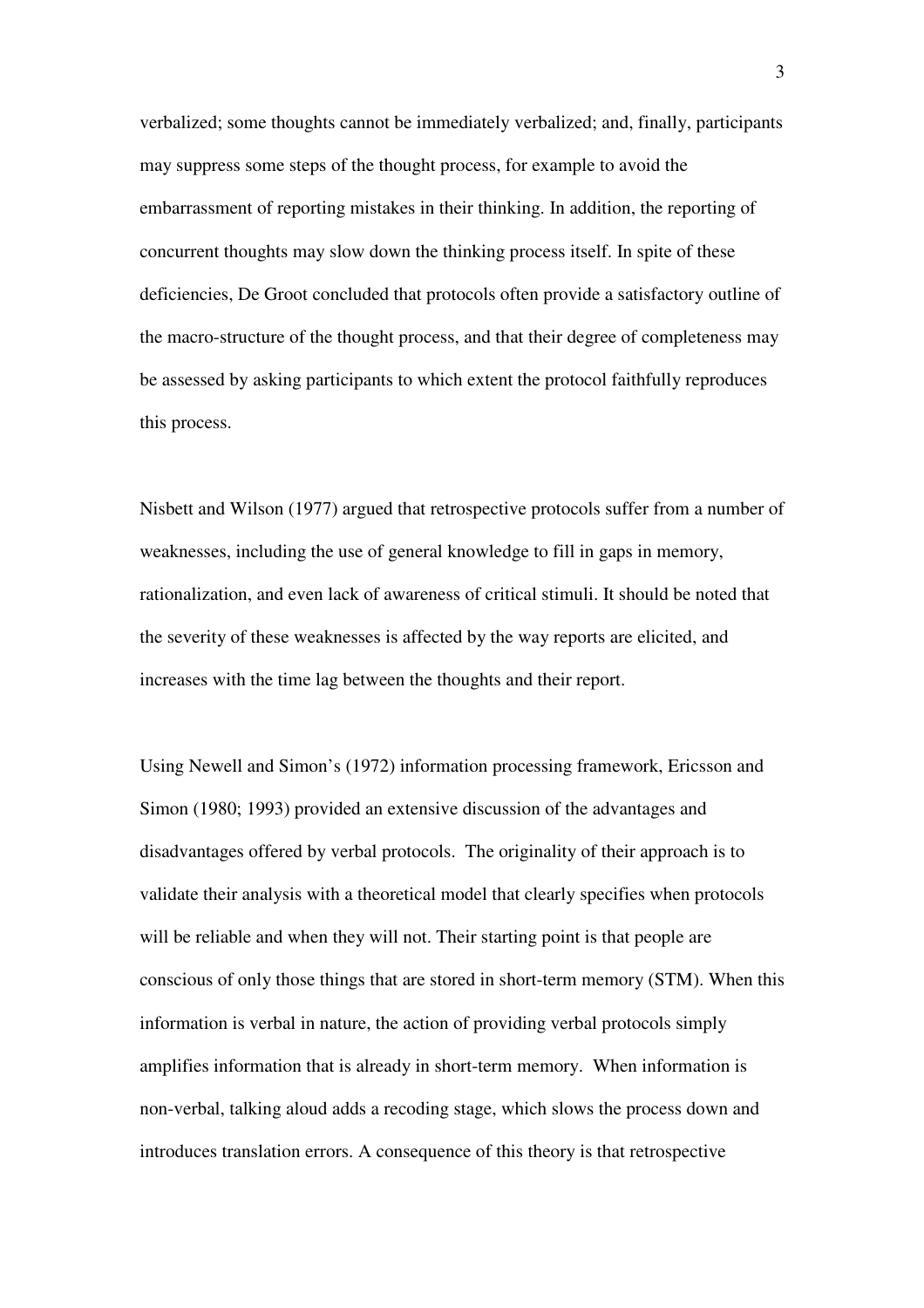verbalized; some thoughts cannot be immediately verbalized; and, finally, participants may suppress some steps of the thought process, for example to avoid the embarrassment of reporting mistakes in their thinking. In addition, the reporting of concurrent thoughts may slow down the thinking process itself. In spite of these deficiencies, De Groot concluded that protocols often provide a satisfactory outline of the macro-structure of the thought process, and that their degree of completeness may be assessed by asking participants to which extent the protocol faithfully reproduces this process.

Nisbett and Wilson (1977) argued that retrospective protocols suffer from a number of weaknesses, including the use of general knowledge to fill in gaps in memory, rationalization, and even lack of awareness of critical stimuli. It should be noted that the severity of these weaknesses is affected by the way reports are elicited, and increases with the time lag between the thoughts and their report.

Using Newell and Simon's (1972) information processing framework, Ericsson and Simon (1980; 1993) provided an extensive discussion of the advantages and disadvantages offered by verbal protocols. The originality of their approach is to validate their analysis with a theoretical model that clearly specifies when protocols will be reliable and when they will not. Their starting point is that people are conscious of only those things that are stored in short-term memory (STM). When this information is verbal in nature, the action of providing verbal protocols simply amplifies information that is already in short-term memory. When information is non-verbal, talking aloud adds a recoding stage, which slows the process down and introduces translation errors. A consequence of this theory is that retrospective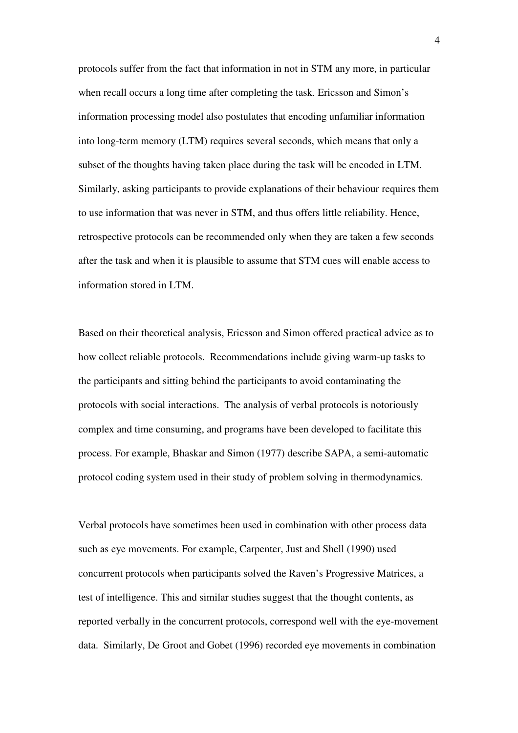protocols suffer from the fact that information in not in STM any more, in particular when recall occurs a long time after completing the task. Ericsson and Simon's information processing model also postulates that encoding unfamiliar information into long-term memory (LTM) requires several seconds, which means that only a subset of the thoughts having taken place during the task will be encoded in LTM. Similarly, asking participants to provide explanations of their behaviour requires them to use information that was never in STM, and thus offers little reliability. Hence, retrospective protocols can be recommended only when they are taken a few seconds after the task and when it is plausible to assume that STM cues will enable access to information stored in LTM.

Based on their theoretical analysis, Ericsson and Simon offered practical advice as to how collect reliable protocols. Recommendations include giving warm-up tasks to the participants and sitting behind the participants to avoid contaminating the protocols with social interactions. The analysis of verbal protocols is notoriously complex and time consuming, and programs have been developed to facilitate this process. For example, Bhaskar and Simon (1977) describe SAPA, a semi-automatic protocol coding system used in their study of problem solving in thermodynamics.

Verbal protocols have sometimes been used in combination with other process data such as eye movements. For example, Carpenter, Just and Shell (1990) used concurrent protocols when participants solved the Raven's Progressive Matrices, a test of intelligence. This and similar studies suggest that the thought contents, as reported verbally in the concurrent protocols, correspond well with the eye-movement data. Similarly, De Groot and Gobet (1996) recorded eye movements in combination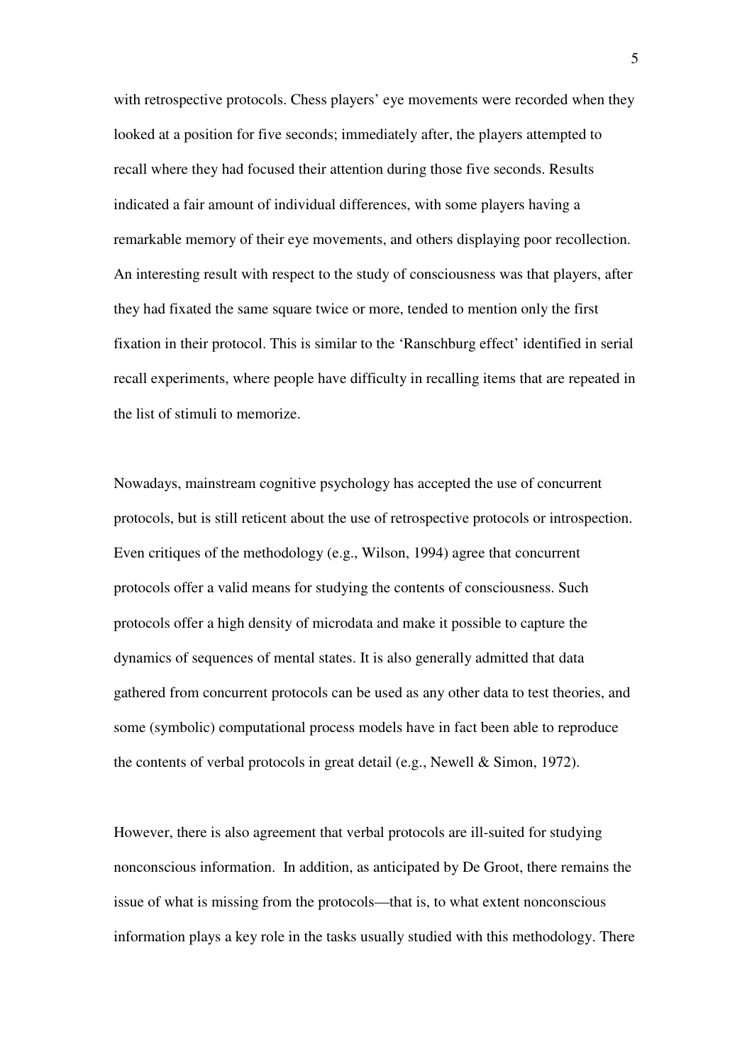with retrospective protocols. Chess players' eye movements were recorded when they looked at a position for five seconds; immediately after, the players attempted to recall where they had focused their attention during those five seconds. Results indicated a fair amount of individual differences, with some players having a remarkable memory of their eye movements, and others displaying poor recollection. An interesting result with respect to the study of consciousness was that players, after they had fixated the same square twice or more, tended to mention only the first fixation in their protocol. This is similar to the 'Ranschburg effect' identified in serial recall experiments, where people have difficulty in recalling items that are repeated in the list of stimuli to memorize.

Nowadays, mainstream cognitive psychology has accepted the use of concurrent protocols, but is still reticent about the use of retrospective protocols or introspection. Even critiques of the methodology (e.g., Wilson, 1994) agree that concurrent protocols offer a valid means for studying the contents of consciousness. Such protocols offer a high density of microdata and make it possible to capture the dynamics of sequences of mental states. It is also generally admitted that data gathered from concurrent protocols can be used as any other data to test theories, and some (symbolic) computational process models have in fact been able to reproduce the contents of verbal protocols in great detail (e.g., Newell & Simon, 1972).

However, there is also agreement that verbal protocols are ill-suited for studying nonconscious information. In addition, as anticipated by De Groot, there remains the issue of what is missing from the protocols—that is, to what extent nonconscious information plays a key role in the tasks usually studied with this methodology. There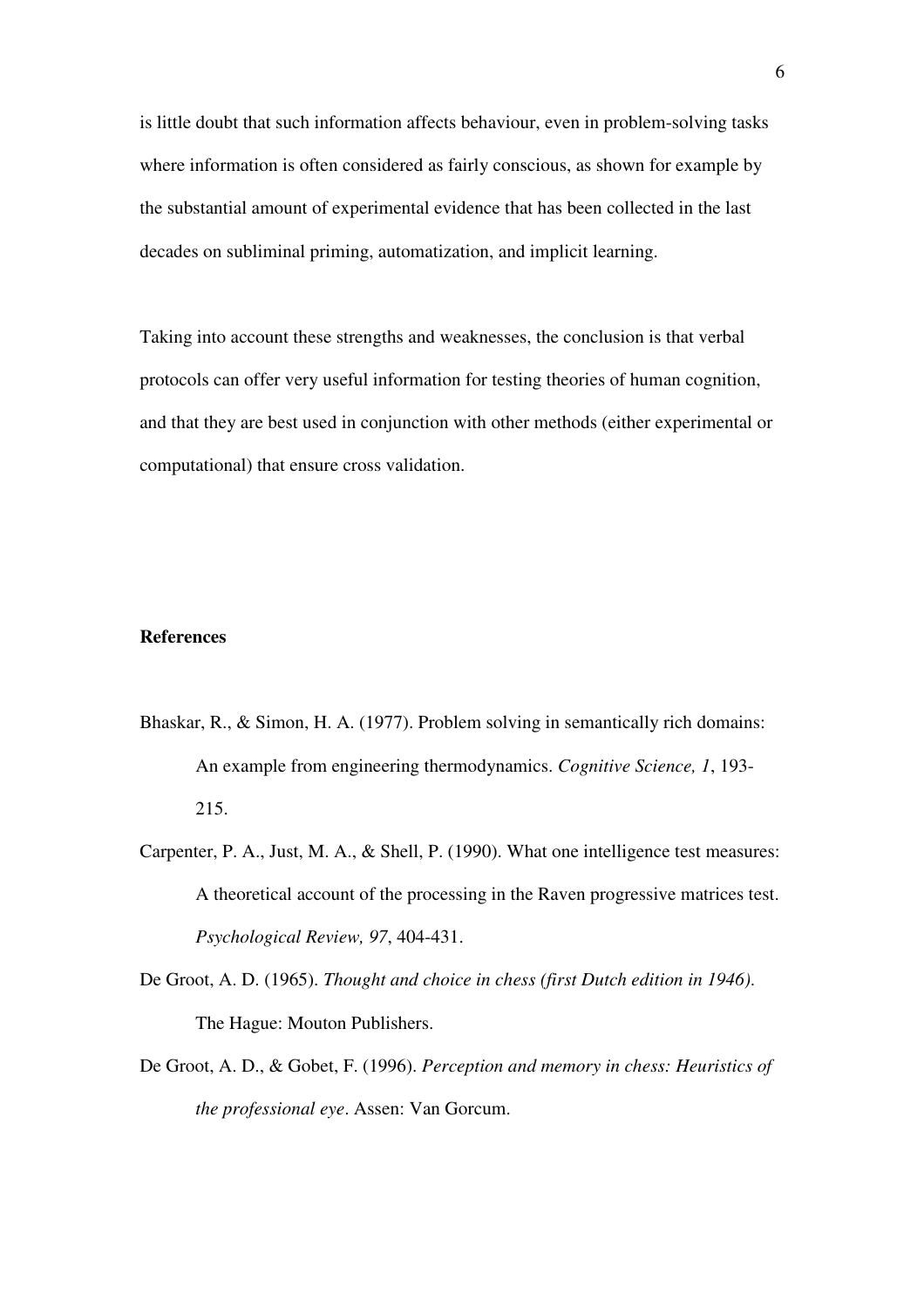is little doubt that such information affects behaviour, even in problem-solving tasks where information is often considered as fairly conscious, as shown for example by the substantial amount of experimental evidence that has been collected in the last decades on subliminal priming, automatization, and implicit learning.

Taking into account these strengths and weaknesses, the conclusion is that verbal protocols can offer very useful information for testing theories of human cognition, and that they are best used in conjunction with other methods (either experimental or computational) that ensure cross validation.

## References

Bhaskar, R., & Simon, H. A. (1977). Problem solving in semantically rich domains: An example from engineering thermodynamics. *Cognitive Science, 1*, 193-215.

Carpenter, P. A., Just, M. A., & Shell, P. (1990). What one intelligence test measures: A theoretical account of the processing in the Raven progressive matrices test. *Psychological Review, 97*, 404-431.

De Groot, A. D. (1965). *Thought and choice in chess (first Dutch edition in 1946).* The Hague: Mouton Publishers.

De Groot, A. D., & Gobet, F. (1996). *Perception and memory in chess: Heuristics of the professional eye*. Assen: Van Gorcum.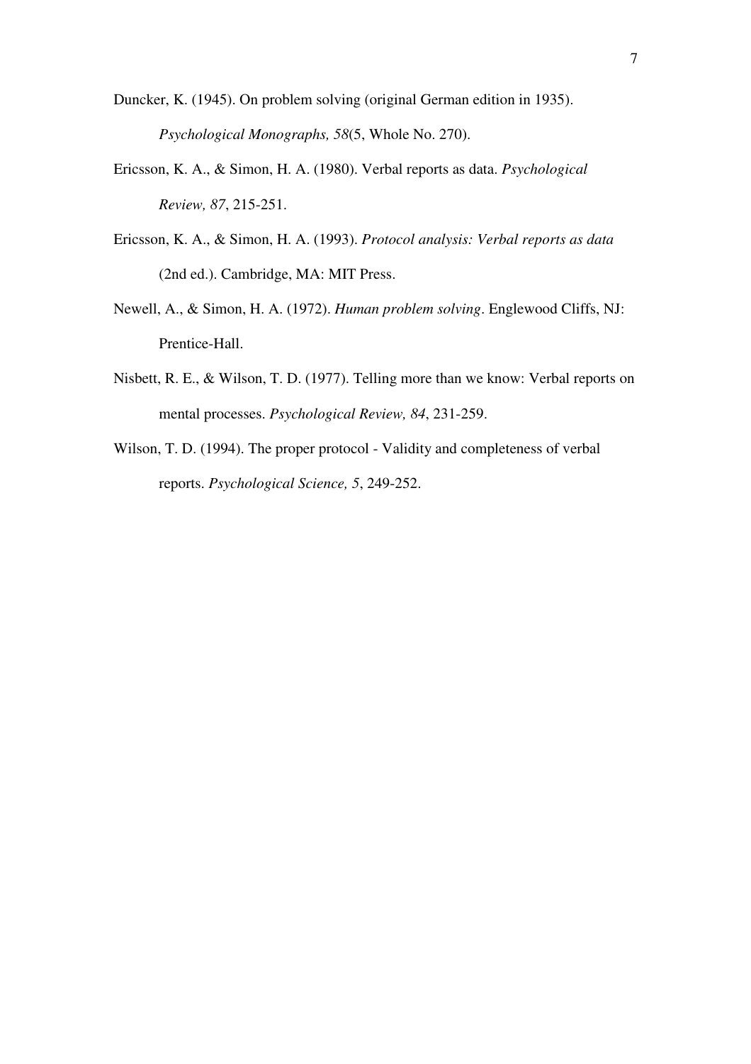Duncker, K. (1945). On problem solving (original German edition in 1935). *Psychological Monographs, 58*(5, Whole No. 270).

Ericsson, K. A., & Simon, H. A. (1980). Verbal reports as data. *Psychological Review, 87*, 215-251.

Ericsson, K. A., & Simon, H. A. (1993). *Protocol analysis: Verbal reports as data* (2nd ed.). Cambridge, MA: MIT Press.

Newell, A., & Simon, H. A. (1972). *Human problem solving*. Englewood Cliffs, NJ: Prentice-Hall.

Nisbett, R. E., & Wilson, T. D. (1977). Telling more than we know: Verbal reports on mental processes. *Psychological Review, 84*, 231-259.

Wilson, T. D. (1994). The proper protocol - Validity and completeness of verbal reports. *Psychological Science, 5*, 249-252.